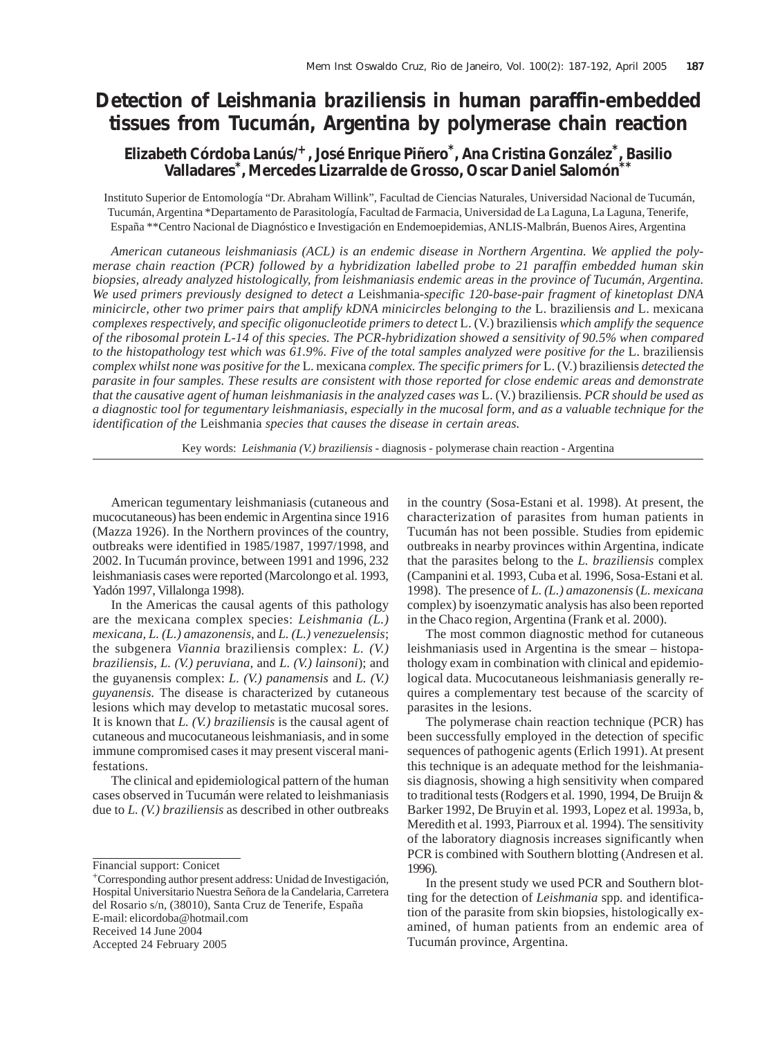# Detection of Leishmania braziliensis in human paraffin-embedded tissues from Tucumán, Argentina by polymerase chain reaction

**Elizabeth Córdoba Lanús/[+], José Enrique Piñero[*], Ana Cristina González[*], Basilio Valladares[*], Mercedes Lizarralde de Grosso, Oscar Daniel Salomón[**]**

Instituto Superior de Entomología "Dr. Abraham Willink", Facultad de Ciencias Naturales, Universidad Nacional de Tucumán, Tucumán, Argentina *Departamento de Parasitología, Facultad de Farmacia, Universidad de La Laguna, La Laguna, Tenerife, España **Centro Nacional de Diagnóstico e Investigación en Endemoepidemias, ANLIS-Malbrán, Buenos Aires, Argentina

*American cutaneous leishmaniasis (ACL) is an endemic disease in Northern Argentina. We applied the polymerase chain reaction (PCR) followed by a hybridization labelled probe to 21 paraffin embedded human skin biopsies, already analyzed histologically, from leishmaniasis endemic areas in the province of Tucumán, Argentina. We used primers previously designed to detect a* Leishmania-*specific 120-base-pair fragment of kinetoplast DNA minicircle, other two primer pairs that amplify kDNA minicircles belonging to the* L. braziliensis *and* L. mexicana *complexes respectively, and specific oligonucleotide primers to detect* L. (V.) braziliensis *which amplify the sequence of the ribosomal protein L-14 of this species. The PCR-hybridization showed a sensitivity of 90.5% when compared to the histopathology test which was 61.9%. Five of the total samples analyzed were positive for the* L. braziliensis *complex whilst none was positive for the* L. mexicana *complex. The specific primers for* L. (V.) braziliensis *detected the parasite in four samples. These results are consistent with those reported for close endemic areas and demonstrate that the causative agent of human leishmaniasis in the analyzed cases was* L. (V.) braziliensis*. PCR should be used as a diagnostic tool for tegumentary leishmaniasis, especially in the mucosal form, and as a valuable technique for the identification of the* Leishmania *species that causes the disease in certain areas.*

Key words: *Leishmania (V.) braziliensis* - diagnosis - polymerase chain reaction - Argentina

American tegumentary leishmaniasis (cutaneous and mucocutaneous) has been endemic in Argentina since 1916 (Mazza 1926). In the Northern provinces of the country, outbreaks were identified in 1985/1987, 1997/1998, and 2002. In Tucumán province, between 1991 and 1996, 232 leishmaniasis cases were reported (Marcolongo et al. 1993, Yadón 1997, Villalonga 1998).

In the Americas the causal agents of this pathology are the mexicana complex species: *Leishmania (L.) mexicana*, *L. (L.) amazonensis*, and *L. (L.) venezuelensis*; the subgenera *Viannia* braziliensis complex: *L. (V.) braziliensis*, *L. (V.) peruviana*, and *L. (V.) lainsoni*); and the guyanensis complex: *L. (V.) panamensis* and *L. (V.) guyanensis*. The disease is characterized by cutaneous lesions which may develop to metastatic mucosal sores. It is known that *L. (V.) braziliensis* is the causal agent of cutaneous and mucocutaneous leishmaniasis, and in some immune compromised cases it may present visceral manifestations.

The clinical and epidemiological pattern of the human cases observed in Tucumán were related to leishmaniasis due to *L. (V.) braziliensis* as described in other outbreaks in the country (Sosa-Estani et al. 1998). At present, the characterization of parasites from human patients in Tucumán has not been possible. Studies from epidemic outbreaks in nearby provinces within Argentina, indicate that the parasites belong to the *L. braziliensis* complex (Campanini et al. 1993, Cuba et al. 1996, Sosa-Estani et al. 1998). The presence of *L. (L.) amazonensis* (*L. mexicana* complex) by isoenzymatic analysis has also been reported in the Chaco region, Argentina (Frank et al. 2000).

The most common diagnostic method for cutaneous leishmaniasis used in Argentina is the smear – histopathology exam in combination with clinical and epidemiological data. Mucocutaneous leishmaniasis generally requires a complementary test because of the scarcity of parasites in the lesions.

The polymerase chain reaction technique (PCR) has been successfully employed in the detection of specific sequences of pathogenic agents (Erlich 1991). At present this technique is an adequate method for the leishmaniasis diagnosis, showing a high sensitivity when compared to traditional tests (Rodgers et al. 1990, 1994, De Bruijn & Barker 1992, De Bruyin et al. 1993, Lopez et al. 1993a, b, Meredith et al. 1993, Piarroux et al. 1994). The sensitivity of the laboratory diagnosis increases significantly when PCR is combined with Southern blotting (Andresen et al. 1996).

In the present study we used PCR and Southern blotting for the detection of *Leishmania* spp. and identification of the parasite from skin biopsies, histologically examined, of human patients from an endemic area of Tucumán province, Argentina.

Financial support: Conicet

[+]Corresponding author present address: Unidad de Investigación, Hospital Universitario Nuestra Señora de la Candelaria, Carretera del Rosario s/n, (38010), Santa Cruz de Tenerife, España
E-mail: elicordoba@hotmail.com
Received 14 June 2004
Accepted 24 February 2005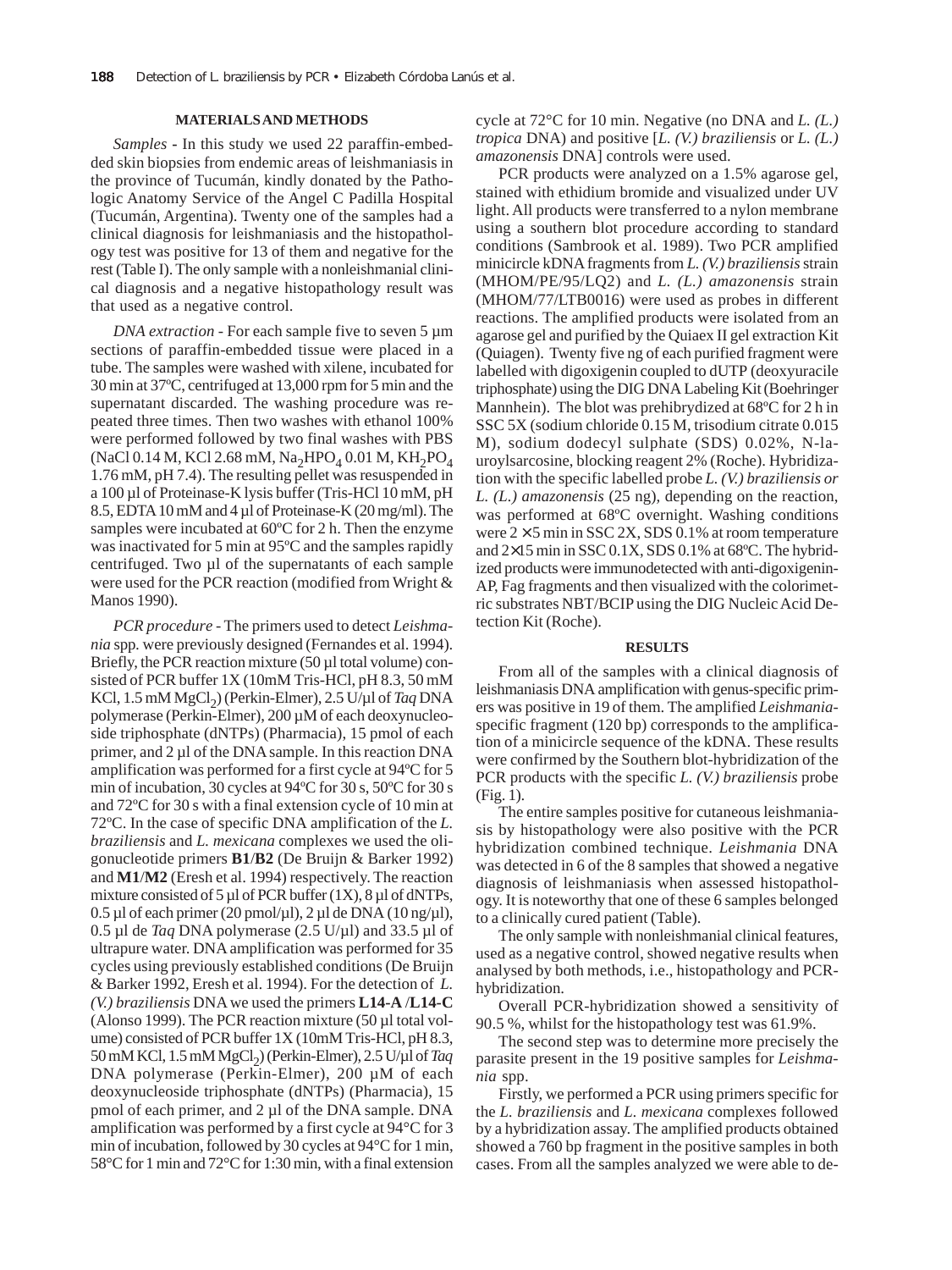## MATERIALS AND METHODS

*Samples* - In this study we used 22 paraffin-embedded skin biopsies from endemic areas of leishmaniasis in the province of Tucumán, kindly donated by the Pathologic Anatomy Service of the Angel C Padilla Hospital (Tucumán, Argentina). Twenty one of the samples had a clinical diagnosis for leishmaniasis and the histopathology test was positive for 13 of them and negative for the rest (Table I). The only sample with a nonleishmanial clinical diagnosis and a negative histopathology result was that used as a negative control.

*DNA extraction* - For each sample five to seven 5 µm sections of paraffin-embedded tissue were placed in a tube. The samples were washed with xilene, incubated for 30 min at 37ºC, centrifuged at 13,000 rpm for 5 min and the supernatant discarded. The washing procedure was repeated three times. Then two washes with ethanol 100% were performed followed by two final washes with PBS (NaCl 0.14 M, KCl 2.68 mM, $Na_2HPO_4$ 0.01 M, $KH_2PO_4$ 1.76 mM, pH 7.4). The resulting pellet was resuspended in a 100 µl of Proteinase-K lysis buffer (Tris-HCl 10 mM, pH 8.5, EDTA 10 mM and 4 µl of Proteinase-K (20 mg/ml). The samples were incubated at 60ºC for 2 h. Then the enzyme was inactivated for 5 min at 95ºC and the samples rapidly centrifuged. Two µl of the supernatants of each sample were used for the PCR reaction (modified from Wright & Manos 1990).

*PCR procedure* - The primers used to detect *Leishmania* spp. were previously designed (Fernandes et al. 1994). Briefly, the PCR reaction mixture (50 µl total volume) consisted of PCR buffer 1X (10mM Tris-HCl, pH 8.3, 50 mM KCl, 1.5 mM $MgCl_2$) (Perkin-Elmer), 2.5 U/µl of *Taq* DNA polymerase (Perkin-Elmer), 200 µM of each deoxynucleoside triphosphate (dNTPs) (Pharmacia), 15 pmol of each primer, and 2 µl of the DNA sample. In this reaction DNA amplification was performed for a first cycle at 94ºC for 5 min of incubation, 30 cycles at 94ºC for 30 s, 50ºC for 30 s and 72ºC for 30 s with a final extension cycle of 10 min at 72ºC. In the case of specific DNA amplification of the *L. braziliensis* and *L. mexicana* complexes we used the oligonucleotide primers **B1**/**B2** (De Bruijn & Barker 1992) and **M1**/**M2** (Eresh et al. 1994) respectively. The reaction mixture consisted of 5 µl of PCR buffer (1X), 8 µl of dNTPs, 0.5 µl of each primer (20 pmol/µl), 2 µl de DNA (10 ng/µl), 0.5 µl de *Taq* DNA polymerase (2.5 U/µl) and 33.5 µl of ultrapure water. DNA amplification was performed for 35 cycles using previously established conditions (De Bruijn & Barker 1992, Eresh et al. 1994). For the detection of *L. (V.) braziliensis* DNA we used the primers **L14-A** /**L14-C** (Alonso 1999). The PCR reaction mixture (50 µl total volume) consisted of PCR buffer 1X (10mM Tris-HCl, pH 8.3, 50 mM KCl, 1.5 mM $MgCl_2$) (Perkin-Elmer), 2.5 U/µl of *Taq* DNA polymerase (Perkin-Elmer), 200 µM of each deoxynucleoside triphosphate (dNTPs) (Pharmacia), 15 pmol of each primer, and 2 µl of the DNA sample. DNA amplification was performed by a first cycle at 94°C for 3 min of incubation, followed by 30 cycles at 94°C for 1 min, 58°C for 1 min and 72°C for 1:30 min, with a final extension cycle at 72°C for 10 min. Negative (no DNA and *L. (L.) tropica* DNA) and positive [*L. (V.) braziliensis* or *L. (L.) amazonensis* DNA] controls were used.

PCR products were analyzed on a 1.5% agarose gel, stained with ethidium bromide and visualized under UV light. All products were transferred to a nylon membrane using a southern blot procedure according to standard conditions (Sambrook et al. 1989). Two PCR amplified minicircle kDNA fragments from *L. (V.) braziliensis* strain (MHOM/PE/95/LQ2) and *L. (L.) amazonensis* strain (MHOM/77/LTB0016) were used as probes in different reactions. The amplified products were isolated from an agarose gel and purified by the Quiaex II gel extraction Kit (Quiagen). Twenty five ng of each purified fragment were labelled with digoxigenin coupled to dUTP (deoxyuracile triphosphate) using the DIG DNA Labeling Kit (Boehringer Mannhein). The blot was prehibrydized at 68ºC for 2 h in SSC 5X (sodium chloride 0.15 M, trisodium citrate 0.015 M), sodium dodecyl sulphate (SDS) 0.02%, N-lauroylsarcosine, blocking reagent 2% (Roche). Hybridization with the specific labelled probe *L. (V.) braziliensis or L. (L.) amazonensis* (25 ng), depending on the reaction, was performed at 68ºC overnight. Washing conditions were 2 × 5 min in SSC 2X, SDS 0.1% at room temperature and 2×15 min in SSC 0.1X, SDS 0.1% at 68ºC. The hybridized products were immunodetected with anti-digoxigenin-AP, Fag fragments and then visualized with the colorimetric substrates NBT/BCIP using the DIG Nucleic Acid Detection Kit (Roche).

## RESULTS

From all of the samples with a clinical diagnosis of leishmaniasis DNA amplification with genus-specific primers was positive in 19 of them. The amplified *Leishmania*-specific fragment (120 bp) corresponds to the amplification of a minicircle sequence of the kDNA. These results were confirmed by the Southern blot-hybridization of the PCR products with the specific *L. (V.) braziliensis* probe (Fig. 1).

The entire samples positive for cutaneous leishmaniasis by histopathology were also positive with the PCR hybridization combined technique. *Leishmania* DNA was detected in 6 of the 8 samples that showed a negative diagnosis of leishmaniasis when assessed histopathology. It is noteworthy that one of these 6 samples belonged to a clinically cured patient (Table).

The only sample with nonleishmanial clinical features, used as a negative control, showed negative results when analysed by both methods, i.e., histopathology and PCR-hybridization.

Overall PCR-hybridization showed a sensitivity of 90.5 %, whilst for the histopathology test was 61.9%.

The second step was to determine more precisely the parasite present in the 19 positive samples for *Leishmania* spp.

Firstly, we performed a PCR using primers specific for the *L. braziliensis* and *L. mexicana* complexes followed by a hybridization assay. The amplified products obtained showed a 760 bp fragment in the positive samples in both cases. From all the samples analyzed we were able to de-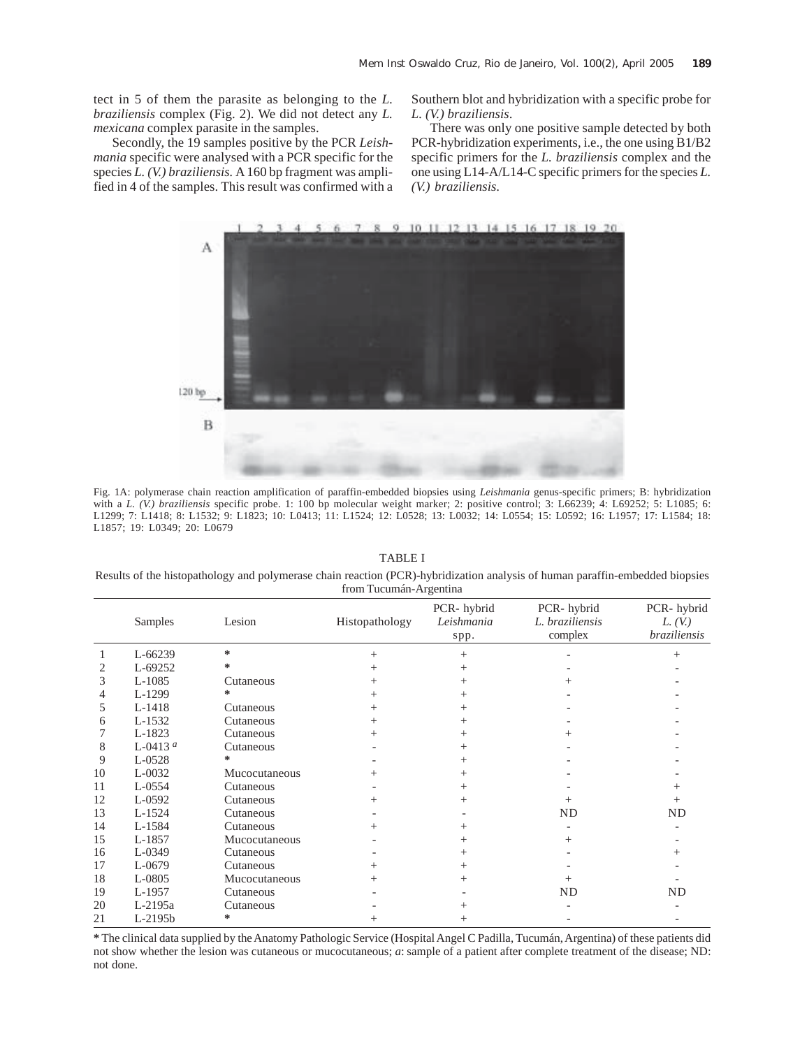tect in 5 of them the parasite as belonging to the *L. braziliensis* complex (Fig. 2). We did not detect any *L. mexicana* complex parasite in the samples.

Secondly, the 19 samples positive by the PCR *Leishmania* specific were analysed with a PCR specific for the species *L. (V.) braziliensis*. A 160 bp fragment was amplified in 4 of the samples. This result was confirmed with a Southern blot and hybridization with a specific probe for *L. (V.) braziliensis*.

There was only one positive sample detected by both PCR-hybridization experiments, i.e., the one using B1/B2 specific primers for the *L. braziliensis* complex and the one using L14-A/L14-C specific primers for the species *L. (V.) braziliensis*.

Fig. 1A: polymerase chain reaction amplification of paraffin-embedded biopsies using *Leishmania* genus-specific primers; B: hybridization with a *L. (V.) braziliensis* specific probe. 1: 100 bp molecular weight marker; 2: positive control; 3: L66239; 4: L69252; 5: L1085; 6: L1299; 7: L1418; 8: L1532; 9: L1823; 10: L0413; 11: L1524; 12: L0528; 13: L0032; 14: L0554; 15: L0592; 16: L1957; 17: L1584; 18: L1857; 19: L0349; 20: L0679

TABLE I

Results of the histopathology and polymerase chain reaction (PCR)-hybridization analysis of human paraffin-embedded biopsies from Tucumán-Argentina

| | Samples | Lesion | Histopathology | PCR- hybrid *Leishmania* spp. | PCR- hybrid *L. braziliensis* complex | PCR- hybrid *L. (V.) braziliensis* |
|---|---|---|---|---|---|---|
| 1 | L-66239 | * | + | + | - | + |
| 2 | L-69252 | * | + | + | - | - |
| 3 | L-1085 | Cutaneous | + | + | + | - |
| 4 | L-1299 | * | + | + | - | - |
| 5 | L-1418 | Cutaneous | + | + | - | - |
| 6 | L-1532 | Cutaneous | + | + | - | - |
| 7 | L-1823 | Cutaneous | + | + | + | - |
| 8 | L-0413 [a] | Cutaneous | - | + | - | - |
| 9 | L-0528 | * | - | + | - | - |
| 10 | L-0032 | Mucocutaneous | + | + | - | - |
| 11 | L-0554 | Cutaneous | - | + | - | + |
| 12 | L-0592 | Cutaneous | + | + | + | + |
| 13 | L-1524 | Cutaneous | - | - | ND | ND |
| 14 | L-1584 | Cutaneous | + | + | - | - |
| 15 | L-1857 | Mucocutaneous | - | + | + | - |
| 16 | L-0349 | Cutaneous | - | + | - | + |
| 17 | L-0679 | Cutaneous | + | + | - | - |
| 18 | L-0805 | Mucocutaneous | + | + | + | - |
| 19 | L-1957 | Cutaneous | - | - | ND | ND |
| 20 | L-2195a | Cutaneous | - | + | - | - |
| 21 | L-2195b | * | + | + | - | - |

* The clinical data supplied by the Anatomy Pathologic Service (Hospital Angel C Padilla, Tucumán, Argentina) of these patients did not show whether the lesion was cutaneous or mucocutaneous; *a*: sample of a patient after complete treatment of the disease; ND: not done.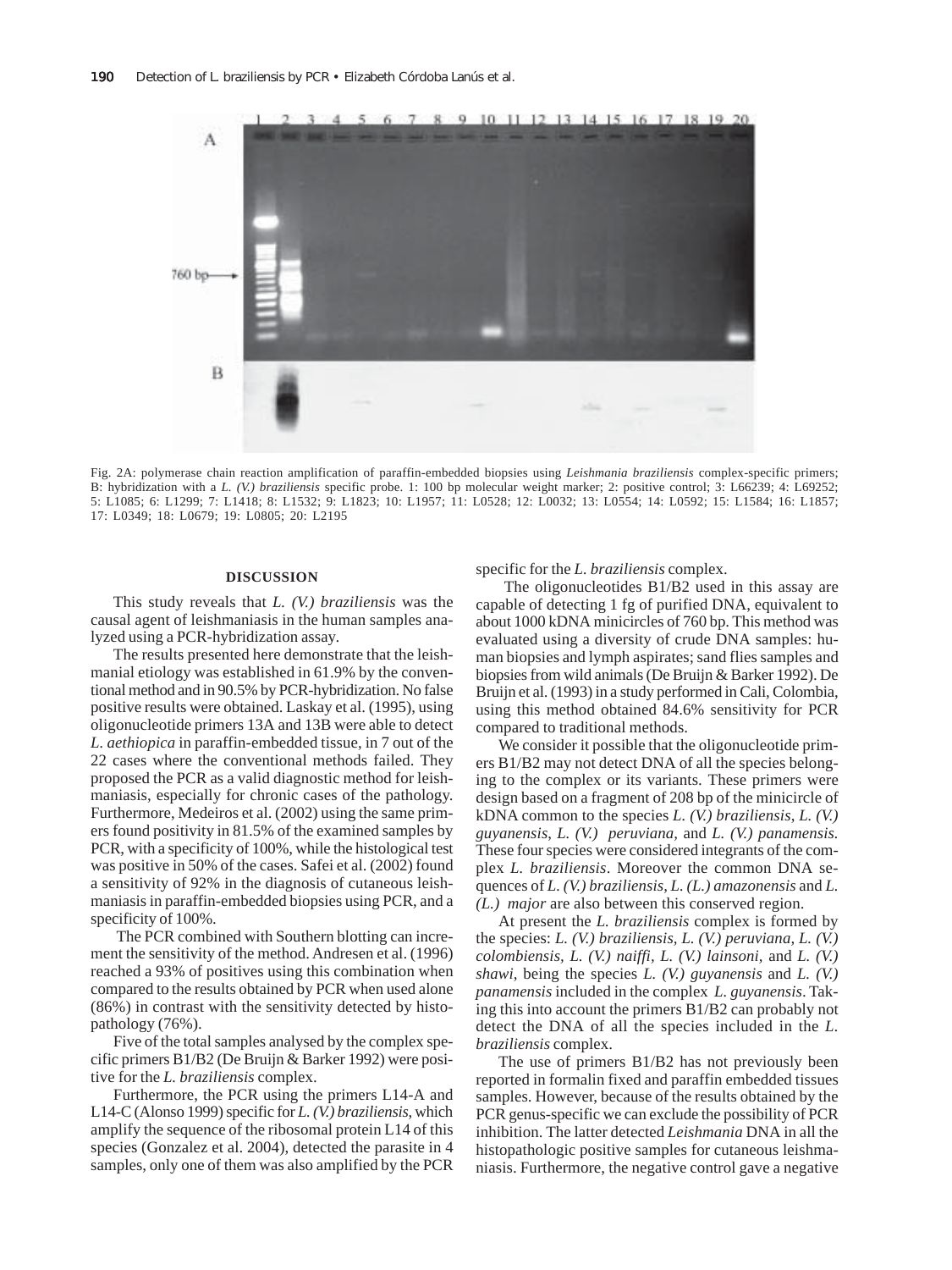Fig. 2A: polymerase chain reaction amplification of paraffin-embedded biopsies using *Leishmania braziliensis* complex-specific primers; B: hybridization with a *L. (V.) braziliensis* specific probe. 1: 100 bp molecular weight marker; 2: positive control; 3: L66239; 4: L69252; 5: L1085; 6: L1299; 7: L1418; 8: L1532; 9: L1823; 10: L1957; 11: L0528; 12: L0032; 13: L0554; 14: L0592; 15: L1584; 16: L1857; 17: L0349; 18: L0679; 19: L0805; 20: L2195

## DISCUSSION

This study reveals that *L. (V.) braziliensis* was the causal agent of leishmaniasis in the human samples analyzed using a PCR-hybridization assay.

The results presented here demonstrate that the leishmanial etiology was established in 61.9% by the conventional method and in 90.5% by PCR-hybridization. No false positive results were obtained. Laskay et al. (1995), using oligonucleotide primers 13A and 13B were able to detect *L. aethiopica* in paraffin-embedded tissue, in 7 out of the 22 cases where the conventional methods failed. They proposed the PCR as a valid diagnostic method for leishmaniasis, especially for chronic cases of the pathology. Furthermore, Medeiros et al. (2002) using the same primers found positivity in 81.5% of the examined samples by PCR, with a specificity of 100%, while the histological test was positive in 50% of the cases. Safei et al. (2002) found a sensitivity of 92% in the diagnosis of cutaneous leishmaniasis in paraffin-embedded biopsies using PCR, and a specificity of 100%.

The PCR combined with Southern blotting can increment the sensitivity of the method. Andresen et al. (1996) reached a 93% of positives using this combination when compared to the results obtained by PCR when used alone (86%) in contrast with the sensitivity detected by histopathology (76%).

Five of the total samples analysed by the complex specific primers B1/B2 (De Bruijn & Barker 1992) were positive for the *L. braziliensis* complex.

Furthermore, the PCR using the primers L14-A and L14-C (Alonso 1999) specific for *L. (V.) braziliensis*, which amplify the sequence of the ribosomal protein L14 of this species (Gonzalez et al. 2004), detected the parasite in 4 samples, only one of them was also amplified by the PCR specific for the *L. braziliensis* complex.

The oligonucleotides B1/B2 used in this assay are capable of detecting 1 fg of purified DNA, equivalent to about 1000 kDNA minicircles of 760 bp. This method was evaluated using a diversity of crude DNA samples: human biopsies and lymph aspirates; sand flies samples and biopsies from wild animals (De Bruijn & Barker 1992). De Bruijn et al. (1993) in a study performed in Cali, Colombia, using this method obtained 84.6% sensitivity for PCR compared to traditional methods.

We consider it possible that the oligonucleotide primers B1/B2 may not detect DNA of all the species belonging to the complex or its variants. These primers were design based on a fragment of 208 bp of the minicircle of kDNA common to the species *L. (V.) braziliensis*, *L. (V.) guyanensis*, *L. (V.) peruviana,* and *L. (V.) panamensis*. These four species were considered integrants of the complex *L. braziliensis*. Moreover the common DNA sequences of *L. (V.) braziliensis, L. (L.) amazonensis* and *L. (L.) major* are also between this conserved region.

At present the *L. braziliensis* complex is formed by the species: *L. (V.) braziliensis, L. (V.) peruviana, L. (V.) colombiensis, L. (V.) naiffi, L. (V.) lainsoni,* and *L. (V.) shawi*, being the species *L. (V.) guyanensis* and *L. (V.) panamensis* included in the complex *L. guyanensis*. Taking this into account the primers B1/B2 can probably not detect the DNA of all the species included in the *L. braziliensis* complex.

The use of primers B1/B2 has not previously been reported in formalin fixed and paraffin embedded tissues samples. However, because of the results obtained by the PCR genus-specific we can exclude the possibility of PCR inhibition. The latter detected *Leishmania* DNA in all the histopathologic positive samples for cutaneous leishmaniasis. Furthermore, the negative control gave a negative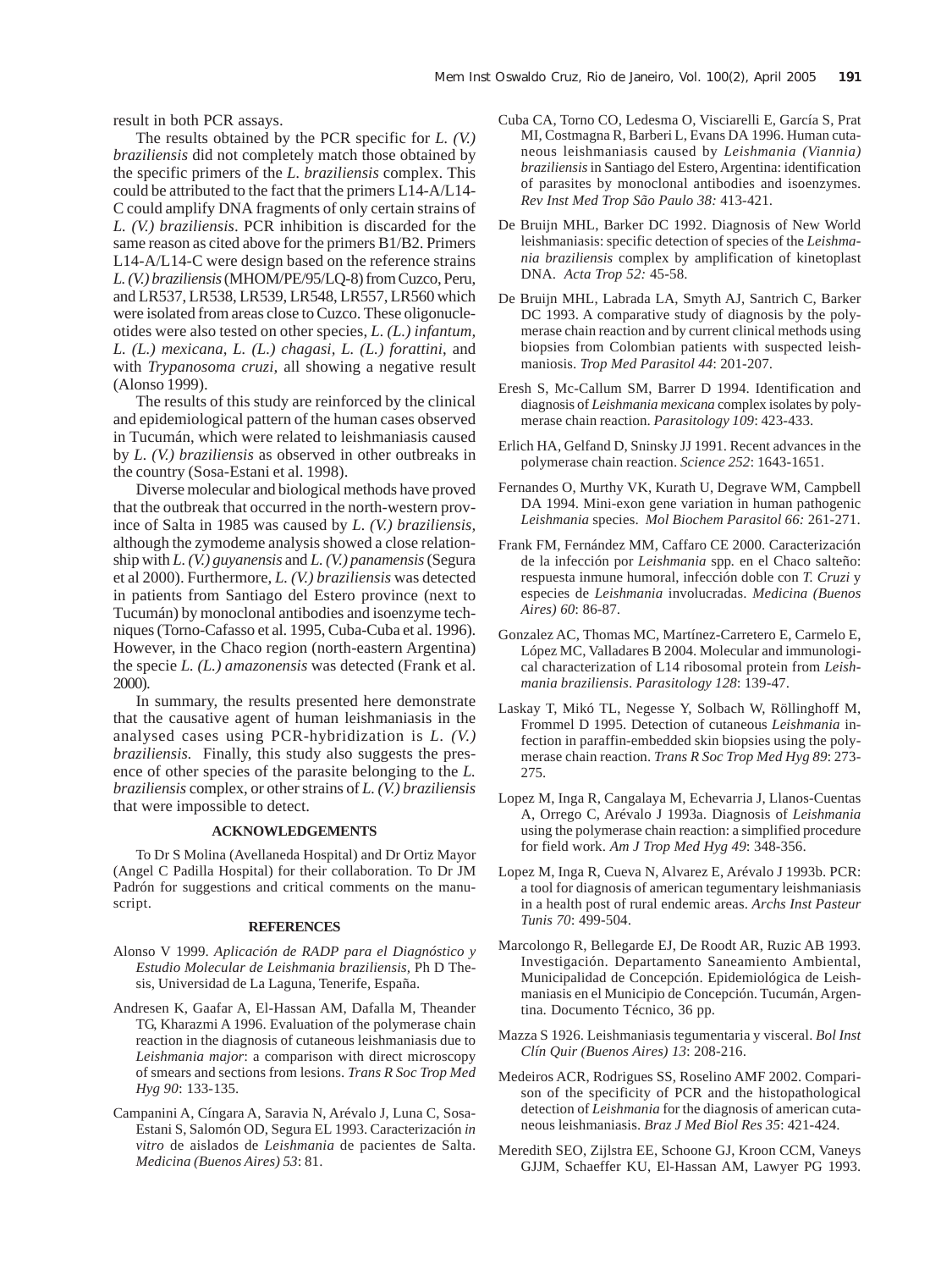result in both PCR assays.

The results obtained by the PCR specific for *L. (V.) braziliensis* did not completely match those obtained by the specific primers of the *L. braziliensis* complex. This could be attributed to the fact that the primers L14-A/L14-C could amplify DNA fragments of only certain strains of *L. (V.) braziliensis*. PCR inhibition is discarded for the same reason as cited above for the primers B1/B2. Primers L14-A/L14-C were design based on the reference strains *L. (V.) braziliensis* (MHOM/PE/95/LQ-8) from Cuzco, Peru, and LR537, LR538, LR539, LR548, LR557, LR560 which were isolated from areas close to Cuzco. These oligonucleotides were also tested on other species, *L. (L.) infantum*, *L. (L.) mexicana*, *L. (L.) chagasi*, *L. (L.) forattini*, and with *Trypanosoma cruzi*, all showing a negative result (Alonso 1999).

The results of this study are reinforced by the clinical and epidemiological pattern of the human cases observed in Tucumán, which were related to leishmaniasis caused by *L. (V.) braziliensis* as observed in other outbreaks in the country (Sosa-Estani et al. 1998).

Diverse molecular and biological methods have proved that the outbreak that occurred in the north-western province of Salta in 1985 was caused by *L. (V.) braziliensis*, although the zymodeme analysis showed a close relationship with *L. (V.) guyanensis* and *L. (V.) panamensis* (Segura et al 2000). Furthermore, *L. (V.) braziliensis* was detected in patients from Santiago del Estero province (next to Tucumán) by monoclonal antibodies and isoenzyme techniques (Torno-Cafasso et al. 1995, Cuba-Cuba et al. 1996). However, in the Chaco region (north-eastern Argentina) the specie *L. (L.) amazonensis* was detected (Frank et al. 2000).

In summary, the results presented here demonstrate that the causative agent of human leishmaniasis in the analysed cases using PCR-hybridization is *L. (V.) braziliensis.* Finally, this study also suggests the presence of other species of the parasite belonging to the *L. braziliensis* complex, or other strains of *L. (V.) braziliensis* that were impossible to detect.

### ACKNOWLEDGEMENTS

To Dr S Molina (Avellaneda Hospital) and Dr Ortiz Mayor (Angel C Padilla Hospital) for their collaboration. To Dr JM Padrón for suggestions and critical comments on the manuscript.

### REFERENCES

Alonso V 1999. *Aplicación de RADP para el Diagnóstico y Estudio Molecular de Leishmania braziliensis*, Ph D Thesis, Universidad de La Laguna, Tenerife, España.

Andresen K, Gaafar A, El-Hassan AM, Dafalla M, Theander TG, Kharazmi A 1996. Evaluation of the polymerase chain reaction in the diagnosis of cutaneous leishmaniasis due to *Leishmania major*: a comparison with direct microscopy of smears and sections from lesions. *Trans R Soc Trop Med Hyg 90*: 133-135.

Campanini A, Cíngara A, Saravia N, Arévalo J, Luna C, Sosa-Estani S, Salomón OD, Segura EL 1993. Caracterización *in vitro* de aislados de *Leishmania* de pacientes de Salta. *Medicina (Buenos Aires) 53*: 81.

Cuba CA, Torno CO, Ledesma O, Visciarelli E, García S, Prat MI, Costmagna R, Barberi L, Evans DA 1996. Human cutaneous leishmaniasis caused by *Leishmania (Viannia) braziliensis* in Santiago del Estero, Argentina: identification of parasites by monoclonal antibodies and isoenzymes. *Rev Inst Med Trop São Paulo 38:* 413-421.

De Bruijn MHL, Barker DC 1992. Diagnosis of New World leishmaniasis: specific detection of species of the *Leishmania braziliensis* complex by amplification of kinetoplast DNA. *Acta Trop 52:* 45-58.

De Bruijn MHL, Labrada LA, Smyth AJ, Santrich C, Barker DC 1993. A comparative study of diagnosis by the polymerase chain reaction and by current clinical methods using biopsies from Colombian patients with suspected leishmaniosis. *Trop Med Parasitol 44*: 201-207.

Eresh S, Mc-Callum SM, Barrer D 1994. Identification and diagnosis of *Leishmania mexicana* complex isolates by polymerase chain reaction. *Parasitology 109*: 423-433.

Erlich HA, Gelfand D, Sninsky JJ 1991. Recent advances in the polymerase chain reaction. *Science 252*: 1643-1651.

Fernandes O, Murthy VK, Kurath U, Degrave WM, Campbell DA 1994. Mini-exon gene variation in human pathogenic *Leishmania* species. *Mol Biochem Parasitol 66:* 261-271.

Frank FM, Fernández MM, Caffaro CE 2000. Caracterización de la infección por *Leishmania* spp. en el Chaco salteño: respuesta inmune humoral, infección doble con *T. Cruzi* y especies de *Leishmania* involucradas. *Medicina (Buenos Aires) 60*: 86-87.

Gonzalez AC, Thomas MC, Martínez-Carretero E, Carmelo E, López MC, Valladares B 2004. Molecular and immunological characterization of L14 ribosomal protein from *Leishmania braziliensis*. *Parasitology 128*: 139-47.

Laskay T, Mikó TL, Negesse Y, Solbach W, Röllinghoff M, Frommel D 1995. Detection of cutaneous *Leishmania* infection in paraffin-embedded skin biopsies using the polymerase chain reaction. *Trans R Soc Trop Med Hyg 89*: 273-275.

Lopez M, Inga R, Cangalaya M, Echevarria J, Llanos-Cuentas A, Orrego C, Arévalo J 1993a. Diagnosis of *Leishmania* using the polymerase chain reaction: a simplified procedure for field work. *Am J Trop Med Hyg 49*: 348-356.

Lopez M, Inga R, Cueva N, Alvarez E, Arévalo J 1993b. PCR: a tool for diagnosis of american tegumentary leishmaniasis in a health post of rural endemic areas. *Archs Inst Pasteur Tunis 70*: 499-504.

Marcolongo R, Bellegarde EJ, De Roodt AR, Ruzic AB 1993. Investigación. Departamento Saneamiento Ambiental, Municipalidad de Concepción. Epidemiológica de Leishmaniasis en el Municipio de Concepción. Tucumán, Argentina. Documento Técnico, 36 pp.

Mazza S 1926. Leishmaniasis tegumentaria y visceral. *Bol Inst Clín Quir (Buenos Aires) 13*: 208-216.

Medeiros ACR, Rodrigues SS, Roselino AMF 2002. Comparison of the specificity of PCR and the histopathological detection of *Leishmania* for the diagnosis of american cutaneous leishmaniasis. *Braz J Med Biol Res 35*: 421-424.

Meredith SEO, Zijlstra EE, Schoone GJ, Kroon CCM, Vaneys GJJM, Schaeffer KU, El-Hassan AM, Lawyer PG 1993.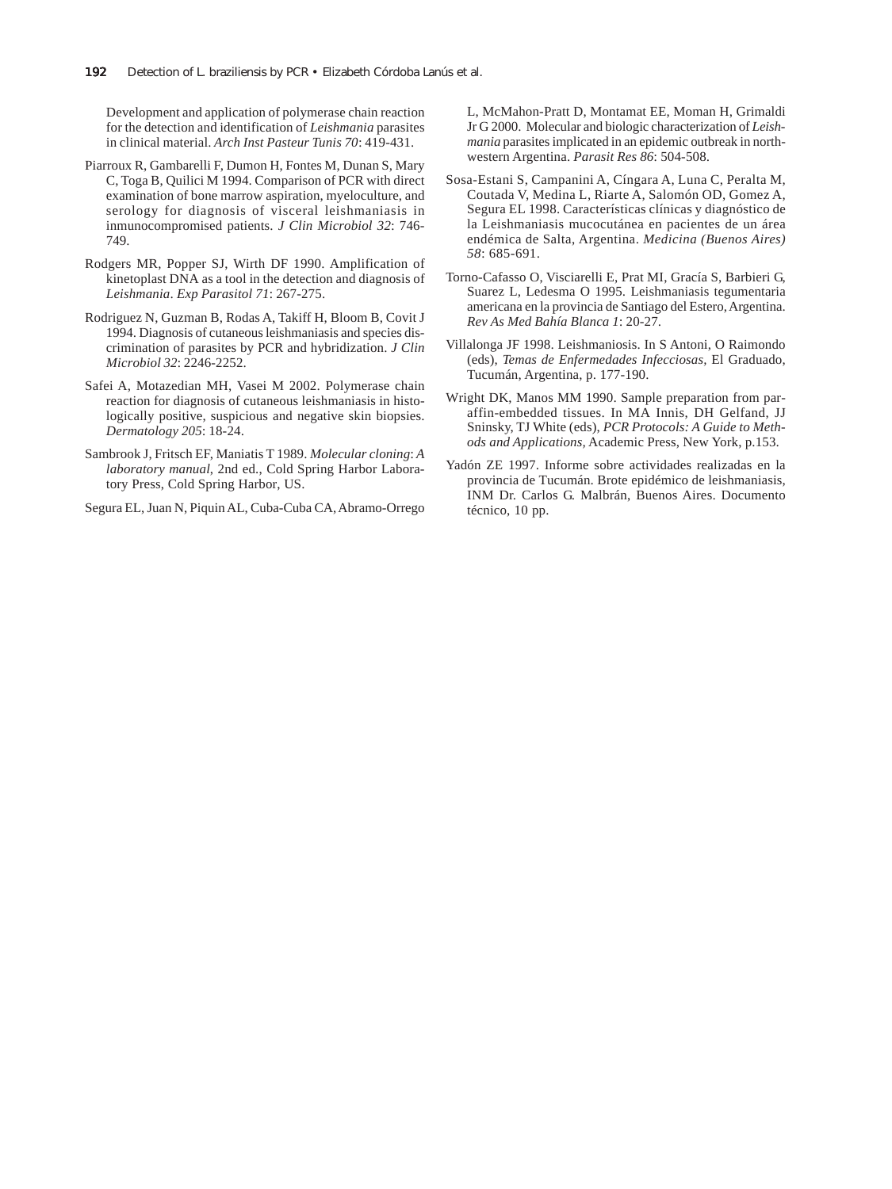Development and application of polymerase chain reaction for the detection and identification of *Leishmania* parasites in clinical material. *Arch Inst Pasteur Tunis 70*: 419-431.

Piarroux R, Gambarelli F, Dumon H, Fontes M, Dunan S, Mary C, Toga B, Quilici M 1994. Comparison of PCR with direct examination of bone marrow aspiration, myeloculture, and serology for diagnosis of visceral leishmaniasis in inmunocompromised patients. *J Clin Microbiol 32*: 746-749.

Rodgers MR, Popper SJ, Wirth DF 1990. Amplification of kinetoplast DNA as a tool in the detection and diagnosis of *Leishmania*. *Exp Parasitol 71*: 267-275.

Rodriguez N, Guzman B, Rodas A, Takiff H, Bloom B, Covit J 1994. Diagnosis of cutaneous leishmaniasis and species discrimination of parasites by PCR and hybridization. *J Clin Microbiol 32*: 2246-2252.

Safei A, Motazedian MH, Vasei M 2002. Polymerase chain reaction for diagnosis of cutaneous leishmaniasis in histologically positive, suspicious and negative skin biopsies. *Dermatology 205*: 18-24.

Sambrook J, Fritsch EF, Maniatis T 1989. *Molecular cloning*: *A laboratory manual*, 2nd ed., Cold Spring Harbor Laboratory Press, Cold Spring Harbor, US.

Segura EL, Juan N, Piquin AL, Cuba-Cuba CA, Abramo-Orrego L, McMahon-Pratt D, Montamat EE, Moman H, Grimaldi Jr G 2000. Molecular and biologic characterization of *Leishmania* parasites implicated in an epidemic outbreak in northwestern Argentina. *Parasit Res 86*: 504-508.

Sosa-Estani S, Campanini A, Cíngara A, Luna C, Peralta M, Coutada V, Medina L, Riarte A, Salomón OD, Gomez A, Segura EL 1998. Características clínicas y diagnóstico de la Leishmaniasis mucocutánea en pacientes de un área endémica de Salta, Argentina. *Medicina (Buenos Aires) 58*: 685-691.

Torno-Cafasso O, Visciarelli E, Prat MI, Gracía S, Barbieri G, Suarez L, Ledesma O 1995. Leishmaniasis tegumentaria americana en la provincia de Santiago del Estero, Argentina. *Rev As Med Bahía Blanca 1*: 20-27.

Villalonga JF 1998. Leishmaniosis. In S Antoni, O Raimondo (eds), *Temas de Enfermedades Infecciosas*, El Graduado, Tucumán, Argentina, p. 177-190.

Wright DK, Manos MM 1990. Sample preparation from paraffin-embedded tissues. In MA Innis, DH Gelfand, JJ Sninsky, TJ White (eds), *PCR Protocols: A Guide to Methods and Applications*, Academic Press, New York, p.153.

Yadón ZE 1997. Informe sobre actividades realizadas en la provincia de Tucumán. Brote epidémico de leishmaniasis, INM Dr. Carlos G. Malbrán, Buenos Aires. Documento técnico, 10 pp.